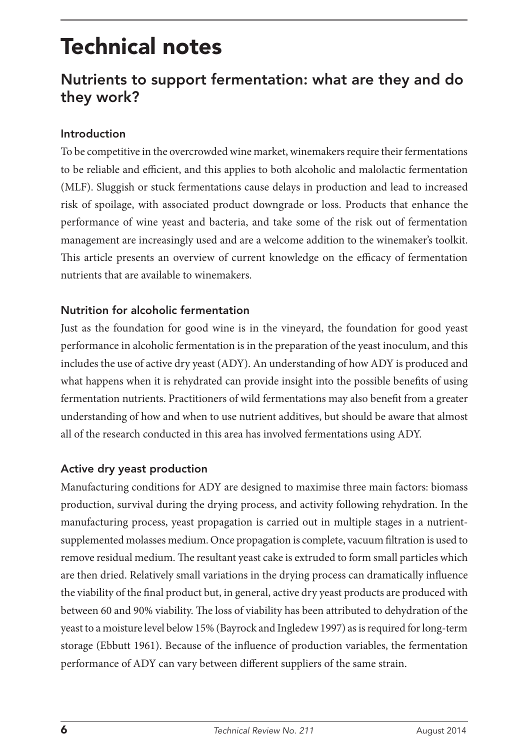# Technical notes

## Nutrients to support fermentation: what are they and do they work?

### Introduction

To be competitive in the overcrowded wine market, winemakers require their fermentations to be reliable and efficient, and this applies to both alcoholic and malolactic fermentation (MLF). Sluggish or stuck fermentations cause delays in production and lead to increased risk of spoilage, with associated product downgrade or loss. Products that enhance the performance of wine yeast and bacteria, and take some of the risk out of fermentation management are increasingly used and are a welcome addition to the winemaker's toolkit. This article presents an overview of current knowledge on the efficacy of fermentation nutrients that are available to winemakers.

### Nutrition for alcoholic fermentation

Just as the foundation for good wine is in the vineyard, the foundation for good yeast performance in alcoholic fermentation is in the preparation of the yeast inoculum, and this includes the use of active dry yeast (ADY). An understanding of how ADY is produced and what happens when it is rehydrated can provide insight into the possible benefits of using fermentation nutrients. Practitioners of wild fermentations may also benefit from a greater understanding of how and when to use nutrient additives, but should be aware that almost all of the research conducted in this area has involved fermentations using ADY.

### Active dry yeast production

Manufacturing conditions for ADY are designed to maximise three main factors: biomass production, survival during the drying process, and activity following rehydration. In the manufacturing process, yeast propagation is carried out in multiple stages in a nutrient-supplemented molasses medium. Once propagation is complete, vacuum filtration is used to remove residual medium. The resultant yeast cake is extruded to form small particles which are then dried. Relatively small variations in the drying process can dramatically influence the viability of the final product but, in general, active dry yeast products are produced with between 60 and 90% viability. The loss of viability has been attributed to dehydration of the yeast to a moisture level below 15% (Bayrock and Ingledew 1997) as is required for long-term storage (Ebbutt 1961). Because of the influence of production variables, the fermentation performance of ADY can vary between different suppliers of the same strain.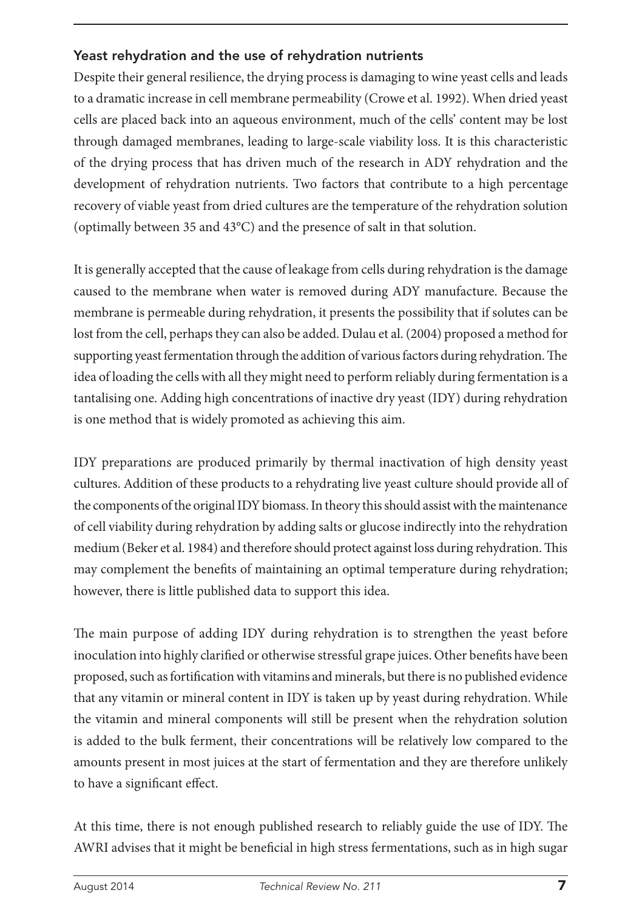### Yeast rehydration and the use of rehydration nutrients

Despite their general resilience, the drying process is damaging to wine yeast cells and leads to a dramatic increase in cell membrane permeability (Crowe et al. 1992). When dried yeast cells are placed back into an aqueous environment, much of the cells' content may be lost through damaged membranes, leading to large-scale viability loss. It is this characteristic of the drying process that has driven much of the research in ADY rehydration and the development of rehydration nutrients. Two factors that contribute to a high percentage recovery of viable yeast from dried cultures are the temperature of the rehydration solution (optimally between 35 and 43°C) and the presence of salt in that solution.

It is generally accepted that the cause of leakage from cells during rehydration is the damage caused to the membrane when water is removed during ADY manufacture. Because the membrane is permeable during rehydration, it presents the possibility that if solutes can be lost from the cell, perhaps they can also be added. Dulau et al. (2004) proposed a method for supporting yeast fermentation through the addition of various factors during rehydration. The idea of loading the cells with all they might need to perform reliably during fermentation is a tantalising one. Adding high concentrations of inactive dry yeast (IDY) during rehydration is one method that is widely promoted as achieving this aim.

IDY preparations are produced primarily by thermal inactivation of high density yeast cultures. Addition of these products to a rehydrating live yeast culture should provide all of the components of the original IDY biomass. In theory this should assist with the maintenance of cell viability during rehydration by adding salts or glucose indirectly into the rehydration medium (Beker et al. 1984) and therefore should protect against loss during rehydration. This may complement the benefits of maintaining an optimal temperature during rehydration; however, there is little published data to support this idea.

The main purpose of adding IDY during rehydration is to strengthen the yeast before inoculation into highly clarified or otherwise stressful grape juices. Other benefits have been proposed, such as fortification with vitamins and minerals, but there is no published evidence that any vitamin or mineral content in IDY is taken up by yeast during rehydration. While the vitamin and mineral components will still be present when the rehydration solution is added to the bulk ferment, their concentrations will be relatively low compared to the amounts present in most juices at the start of fermentation and they are therefore unlikely to have a significant effect.

At this time, there is not enough published research to reliably guide the use of IDY. The AWRI advises that it might be beneficial in high stress fermentations, such as in high sugar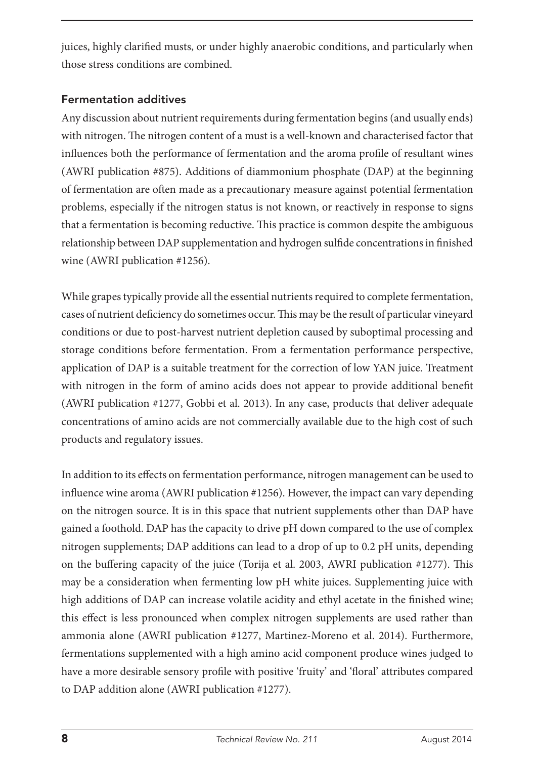juices, highly clarified musts, or under highly anaerobic conditions, and particularly when those stress conditions are combined.

## Fermentation additives

Any discussion about nutrient requirements during fermentation begins (and usually ends) with nitrogen. The nitrogen content of a must is a well-known and characterised factor that influences both the performance of fermentation and the aroma profile of resultant wines (AWRI publication #875). Additions of diammonium phosphate (DAP) at the beginning of fermentation are often made as a precautionary measure against potential fermentation problems, especially if the nitrogen status is not known, or reactively in response to signs that a fermentation is becoming reductive. This practice is common despite the ambiguous relationship between DAP supplementation and hydrogen sulfide concentrations in finished wine (AWRI publication #1256).

While grapes typically provide all the essential nutrients required to complete fermentation, cases of nutrient deficiency do sometimes occur. This may be the result of particular vineyard conditions or due to post-harvest nutrient depletion caused by suboptimal processing and storage conditions before fermentation. From a fermentation performance perspective, application of DAP is a suitable treatment for the correction of low YAN juice. Treatment with nitrogen in the form of amino acids does not appear to provide additional benefit (AWRI publication #1277, Gobbi et al. 2013). In any case, products that deliver adequate concentrations of amino acids are not commercially available due to the high cost of such products and regulatory issues.

In addition to its effects on fermentation performance, nitrogen management can be used to influence wine aroma (AWRI publication #1256). However, the impact can vary depending on the nitrogen source. It is in this space that nutrient supplements other than DAP have gained a foothold. DAP has the capacity to drive pH down compared to the use of complex nitrogen supplements; DAP additions can lead to a drop of up to 0.2 pH units, depending on the buffering capacity of the juice (Torija et al. 2003, AWRI publication #1277). This may be a consideration when fermenting low pH white juices. Supplementing juice with high additions of DAP can increase volatile acidity and ethyl acetate in the finished wine; this effect is less pronounced when complex nitrogen supplements are used rather than ammonia alone (AWRI publication #1277, Martinez-Moreno et al. 2014). Furthermore, fermentations supplemented with a high amino acid component produce wines judged to have a more desirable sensory profile with positive 'fruity' and 'floral' attributes compared to DAP addition alone (AWRI publication #1277).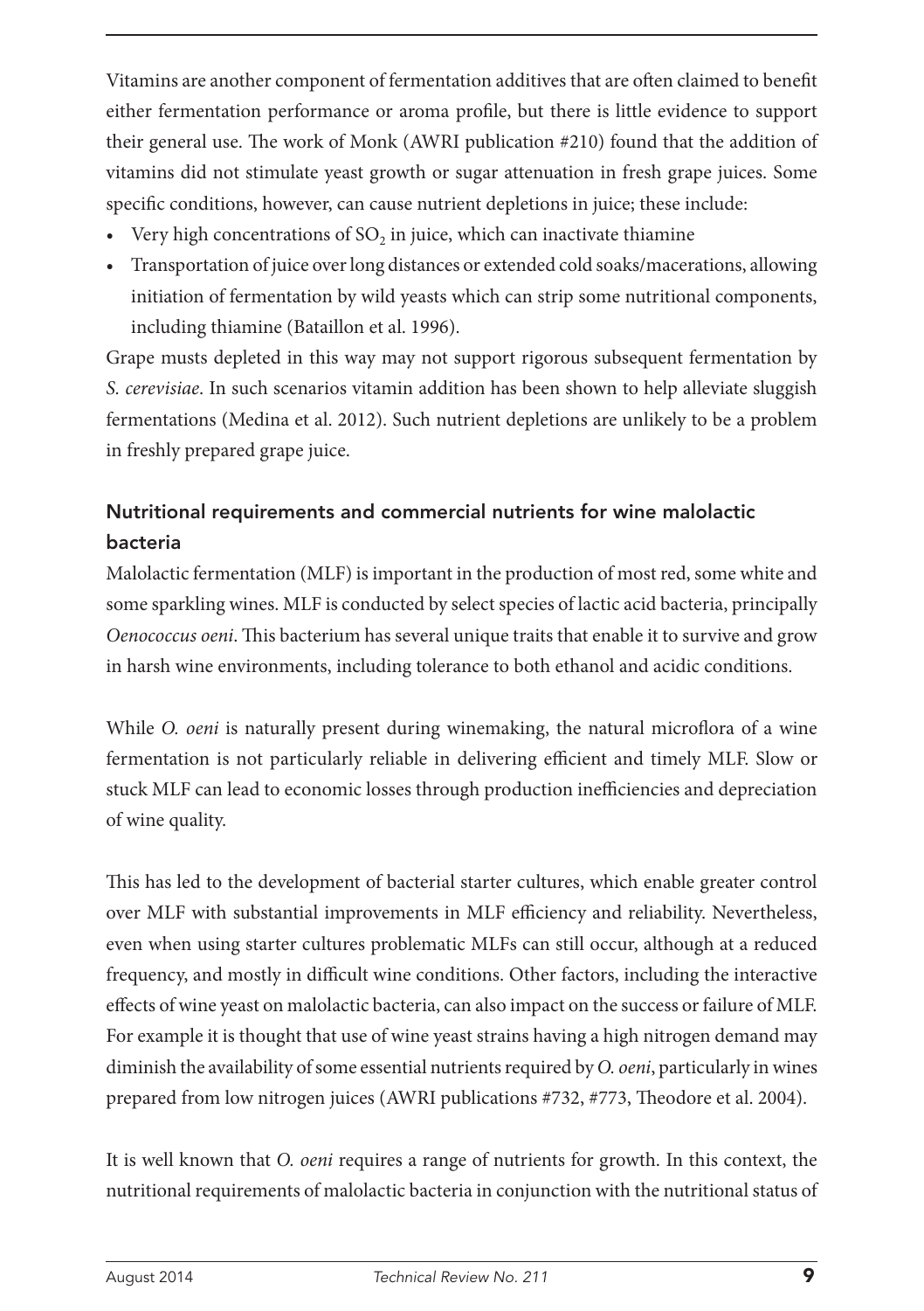Vitamins are another component of fermentation additives that are often claimed to benefit either fermentation performance or aroma profile, but there is little evidence to support their general use. The work of Monk (AWRI publication #210) found that the addition of vitamins did not stimulate yeast growth or sugar attenuation in fresh grape juices. Some specific conditions, however, can cause nutrient depletions in juice; these include:

- Very high concentrations of $SO_2$ in juice, which can inactivate thiamine
- Transportation of juice over long distances or extended cold soaks/macerations, allowing initiation of fermentation by wild yeasts which can strip some nutritional components, including thiamine (Bataillon et al. 1996).

Grape musts depleted in this way may not support rigorous subsequent fermentation by *S. cerevisiae*. In such scenarios vitamin addition has been shown to help alleviate sluggish fermentations (Medina et al. 2012). Such nutrient depletions are unlikely to be a problem in freshly prepared grape juice.

## Nutritional requirements and commercial nutrients for wine malolactic bacteria

Malolactic fermentation (MLF) is important in the production of most red, some white and some sparkling wines. MLF is conducted by select species of lactic acid bacteria, principally *Oenococcus oeni*. This bacterium has several unique traits that enable it to survive and grow in harsh wine environments, including tolerance to both ethanol and acidic conditions.

While *O. oeni* is naturally present during winemaking, the natural microflora of a wine fermentation is not particularly reliable in delivering efficient and timely MLF. Slow or stuck MLF can lead to economic losses through production inefficiencies and depreciation of wine quality.

This has led to the development of bacterial starter cultures, which enable greater control over MLF with substantial improvements in MLF efficiency and reliability. Nevertheless, even when using starter cultures problematic MLFs can still occur, although at a reduced frequency, and mostly in difficult wine conditions. Other factors, including the interactive effects of wine yeast on malolactic bacteria, can also impact on the success or failure of MLF. For example it is thought that use of wine yeast strains having a high nitrogen demand may diminish the availability of some essential nutrients required by *O. oeni*, particularly in wines prepared from low nitrogen juices (AWRI publications #732, #773, Theodore et al. 2004).

It is well known that *O. oeni* requires a range of nutrients for growth. In this context, the nutritional requirements of malolactic bacteria in conjunction with the nutritional status of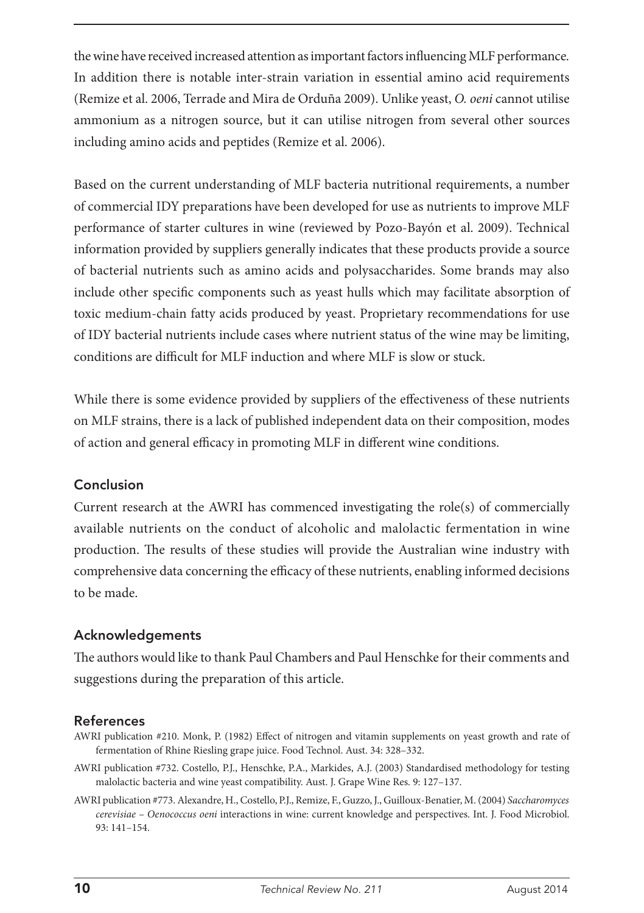the wine have received increased attention as important factors influencing MLF performance. In addition there is notable inter-strain variation in essential amino acid requirements (Remize et al. 2006, Terrade and Mira de Orduña 2009). Unlike yeast, *O. oeni* cannot utilise ammonium as a nitrogen source, but it can utilise nitrogen from several other sources including amino acids and peptides (Remize et al. 2006).

Based on the current understanding of MLF bacteria nutritional requirements, a number of commercial IDY preparations have been developed for use as nutrients to improve MLF performance of starter cultures in wine (reviewed by Pozo-Bayón et al. 2009). Technical information provided by suppliers generally indicates that these products provide a source of bacterial nutrients such as amino acids and polysaccharides. Some brands may also include other specific components such as yeast hulls which may facilitate absorption of toxic medium-chain fatty acids produced by yeast. Proprietary recommendations for use of IDY bacterial nutrients include cases where nutrient status of the wine may be limiting, conditions are difficult for MLF induction and where MLF is slow or stuck.

While there is some evidence provided by suppliers of the effectiveness of these nutrients on MLF strains, there is a lack of published independent data on their composition, modes of action and general efficacy in promoting MLF in different wine conditions.

## Conclusion

Current research at the AWRI has commenced investigating the role(s) of commercially available nutrients on the conduct of alcoholic and malolactic fermentation in wine production. The results of these studies will provide the Australian wine industry with comprehensive data concerning the efficacy of these nutrients, enabling informed decisions to be made.

## Acknowledgements

The authors would like to thank Paul Chambers and Paul Henschke for their comments and suggestions during the preparation of this article.

## References

AWRI publication #210. Monk, P. (1982) Effect of nitrogen and vitamin supplements on yeast growth and rate of fermentation of Rhine Riesling grape juice. Food Technol. Aust. 34: 328–332.

AWRI publication #732. Costello, P.J., Henschke, P.A., Markides, A.J. (2003) Standardised methodology for testing malolactic bacteria and wine yeast compatibility. Aust. J. Grape Wine Res. 9: 127–137.

AWRI publication #773. Alexandre, H., Costello, P.J., Remize, F., Guzzo, J., Guilloux-Benatier, M. (2004) *Saccharomyces cerevisiae – Oenococcus oeni* interactions in wine: current knowledge and perspectives. Int. J. Food Microbiol. 93: 141–154.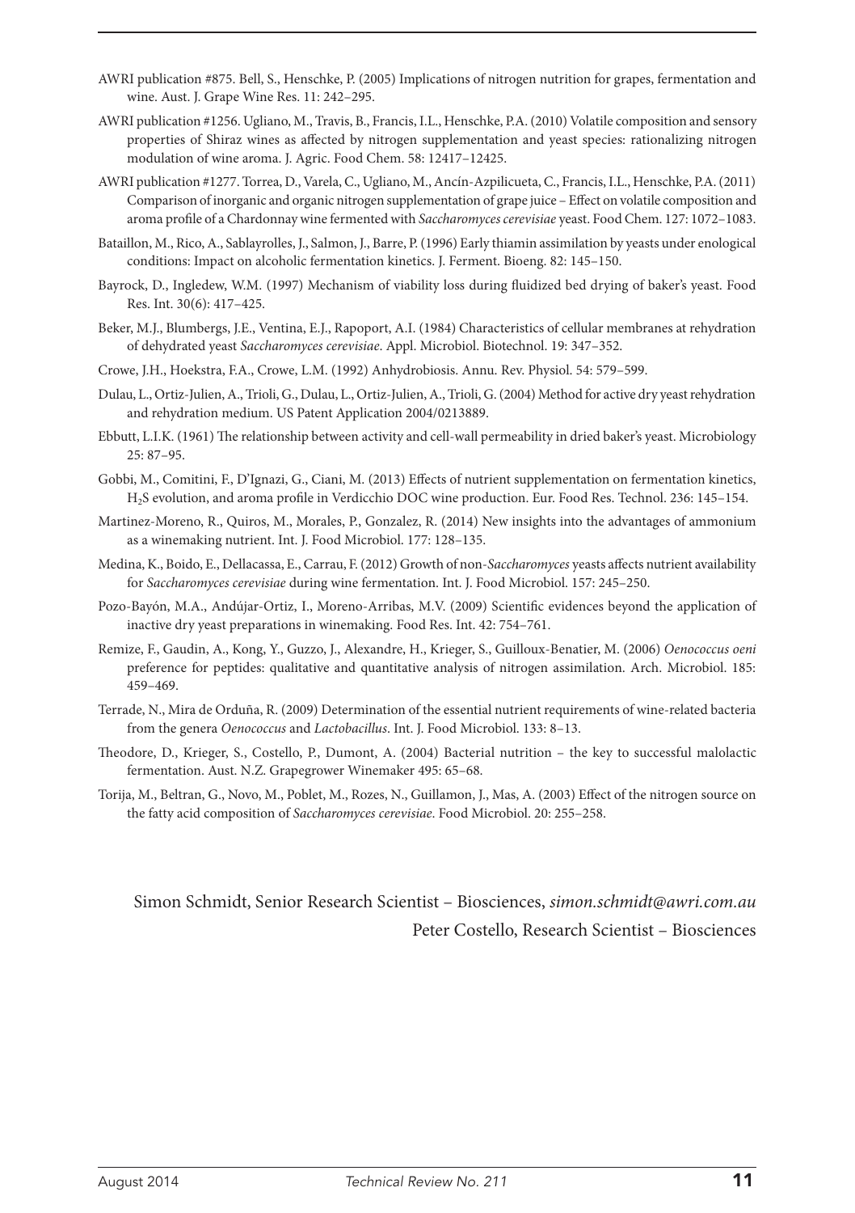AWRI publication #875. Bell, S., Henschke, P. (2005) Implications of nitrogen nutrition for grapes, fermentation and wine. Aust. J. Grape Wine Res. 11: 242–295.

AWRI publication #1256. Ugliano, M., Travis, B., Francis, I.L., Henschke, P.A. (2010) Volatile composition and sensory properties of Shiraz wines as affected by nitrogen supplementation and yeast species: rationalizing nitrogen modulation of wine aroma. J. Agric. Food Chem. 58: 12417–12425.

AWRI publication #1277. Torrea, D., Varela, C., Ugliano, M., Ancín-Azpilicueta, C., Francis, I.L., Henschke, P.A. (2011) Comparison of inorganic and organic nitrogen supplementation of grape juice – Effect on volatile composition and aroma profile of a Chardonnay wine fermented with *Saccharomyces cerevisiae* yeast. Food Chem. 127: 1072–1083.

Bataillon, M., Rico, A., Sablayrolles, J., Salmon, J., Barre, P. (1996) Early thiamin assimilation by yeasts under enological conditions: Impact on alcoholic fermentation kinetics. J. Ferment. Bioeng. 82: 145–150.

Bayrock, D., Ingledew, W.M. (1997) Mechanism of viability loss during fluidized bed drying of baker's yeast. Food Res. Int. 30(6): 417–425.

Beker, M.J., Blumbergs, J.E., Ventina, E.J., Rapoport, A.I. (1984) Characteristics of cellular membranes at rehydration of dehydrated yeast *Saccharomyces cerevisiae*. Appl. Microbiol. Biotechnol. 19: 347–352.

Crowe, J.H., Hoekstra, F.A., Crowe, L.M. (1992) Anhydrobiosis. Annu. Rev. Physiol. 54: 579–599.

Dulau, L., Ortiz-Julien, A., Trioli, G., Dulau, L., Ortiz-Julien, A., Trioli, G. (2004) Method for active dry yeast rehydration and rehydration medium. US Patent Application 2004/0213889.

Ebbutt, L.I.K. (1961) The relationship between activity and cell-wall permeability in dried baker's yeast. Microbiology 25: 87–95.

Gobbi, M., Comitini, F., D'Ignazi, G., Ciani, M. (2013) Effects of nutrient supplementation on fermentation kinetics, $H_2S$ evolution, and aroma profile in Verdicchio DOC wine production. Eur. Food Res. Technol. 236: 145–154.

Martinez-Moreno, R., Quiros, M., Morales, P., Gonzalez, R. (2014) New insights into the advantages of ammonium as a winemaking nutrient. Int. J. Food Microbiol. 177: 128–135.

Medina, K., Boido, E., Dellacassa, E., Carrau, F. (2012) Growth of non-*Saccharomyces* yeasts affects nutrient availability for *Saccharomyces cerevisiae* during wine fermentation. Int. J. Food Microbiol. 157: 245–250.

Pozo-Bayón, M.A., Andújar-Ortiz, I., Moreno-Arribas, M.V. (2009) Scientific evidences beyond the application of inactive dry yeast preparations in winemaking. Food Res. Int. 42: 754–761.

Remize, F., Gaudin, A., Kong, Y., Guzzo, J., Alexandre, H., Krieger, S., Guilloux-Benatier, M. (2006) *Oenococcus oeni* preference for peptides: qualitative and quantitative analysis of nitrogen assimilation. Arch. Microbiol. 185: 459–469.

Terrade, N., Mira de Orduña, R. (2009) Determination of the essential nutrient requirements of wine-related bacteria from the genera *Oenococcus* and *Lactobacillus*. Int. J. Food Microbiol. 133: 8–13.

Theodore, D., Krieger, S., Costello, P., Dumont, A. (2004) Bacterial nutrition – the key to successful malolactic fermentation. Aust. N.Z. Grapegrower Winemaker 495: 65–68.

Torija, M., Beltran, G., Novo, M., Poblet, M., Rozes, N., Guillamon, J., Mas, A. (2003) Effect of the nitrogen source on the fatty acid composition of *Saccharomyces cerevisiae*. Food Microbiol. 20: 255–258.

Simon Schmidt, Senior Research Scientist – Biosciences, *simon.schmidt@awri.com.au*

Peter Costello, Research Scientist – Biosciences